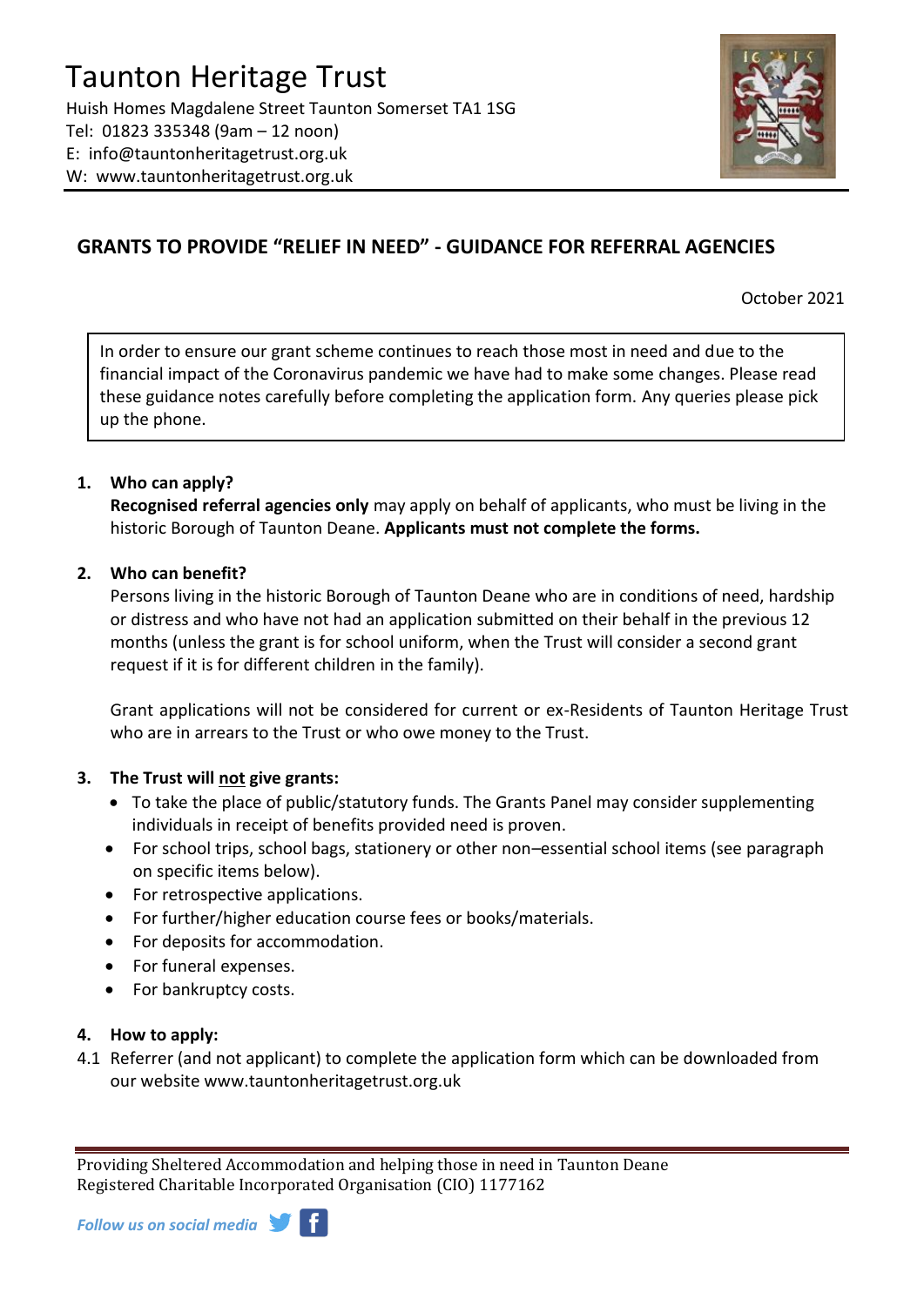# Taunton Heritage Trust

Huish Homes Magdalene Street Taunton Somerset TA1 1SG
Tel: 01823 335348 (9am – 12 noon)
E: info@tauntonheritagetrust.org.uk
W: www.tauntonheritagetrust.org.uk

## GRANTS TO PROVIDE "RELIEF IN NEED" - GUIDANCE FOR REFERRAL AGENCIES

October 2021

In order to ensure our grant scheme continues to reach those most in need and due to the financial impact of the Coronavirus pandemic we have had to make some changes. Please read these guidance notes carefully before completing the application form. Any queries please pick up the phone.

### 1. Who can apply?

**Recognised referral agencies only** may apply on behalf of applicants, who must be living in the historic Borough of Taunton Deane. **Applicants must not complete the forms.**

### 2. Who can benefit?

Persons living in the historic Borough of Taunton Deane who are in conditions of need, hardship or distress and who have not had an application submitted on their behalf in the previous 12 months (unless the grant is for school uniform, when the Trust will consider a second grant request if it is for different children in the family).

Grant applications will not be considered for current or ex-Residents of Taunton Heritage Trust who are in arrears to the Trust or who owe money to the Trust.

### 3. The Trust will not give grants:

- To take the place of public/statutory funds. The Grants Panel may consider supplementing individuals in receipt of benefits provided need is proven.
- For school trips, school bags, stationery or other non–essential school items (see paragraph on specific items below).
- For retrospective applications.
- For further/higher education course fees or books/materials.
- For deposits for accommodation.
- For funeral expenses.
- For bankruptcy costs.

### 4. How to apply:

4.1 Referrer (and not applicant) to complete the application form which can be downloaded from our website www.tauntonheritagetrust.org.uk

Providing Sheltered Accommodation and helping those in need in Taunton Deane
Registered Charitable Incorporated Organisation (CIO) 1177162

*Follow us on social media*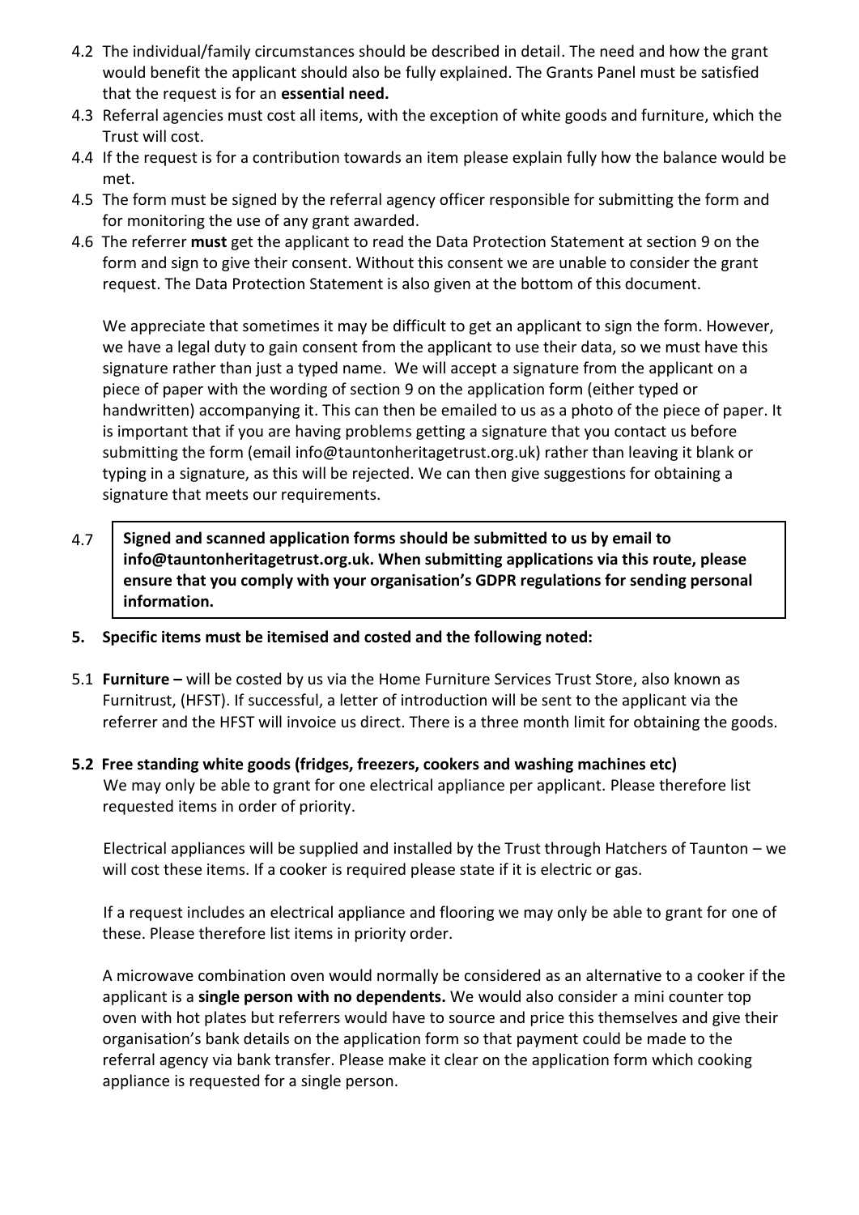4.2 The individual/family circumstances should be described in detail. The need and how the grant would benefit the applicant should also be fully explained. The Grants Panel must be satisfied that the request is for an **essential need.**

4.3 Referral agencies must cost all items, with the exception of white goods and furniture, which the Trust will cost.

4.4 If the request is for a contribution towards an item please explain fully how the balance would be met.

4.5 The form must be signed by the referral agency officer responsible for submitting the form and for monitoring the use of any grant awarded.

4.6 The referrer **must** get the applicant to read the Data Protection Statement at section 9 on the form and sign to give their consent. Without this consent we are unable to consider the grant request. The Data Protection Statement is also given at the bottom of this document.

We appreciate that sometimes it may be difficult to get an applicant to sign the form. However, we have a legal duty to gain consent from the applicant to use their data, so we must have this signature rather than just a typed name. We will accept a signature from the applicant on a piece of paper with the wording of section 9 on the application form (either typed or handwritten) accompanying it. This can then be emailed to us as a photo of the piece of paper. It is important that if you are having problems getting a signature that you contact us before submitting the form (email info@tauntonheritagetrust.org.uk) rather than leaving it blank or typing in a signature, as this will be rejected. We can then give suggestions for obtaining a signature that meets our requirements.

4.7 **Signed and scanned application forms should be submitted to us by email to info@tauntonheritagetrust.org.uk. When submitting applications via this route, please ensure that you comply with your organisation's GDPR regulations for sending personal information.**

## 5. Specific items must be itemised and costed and the following noted:

5.1 **Furniture –** will be costed by us via the Home Furniture Services Trust Store, also known as Furnitrust, (HFST). If successful, a letter of introduction will be sent to the applicant via the referrer and the HFST will invoice us direct. There is a three month limit for obtaining the goods.

**5.2 Free standing white goods (fridges, freezers, cookers and washing machines etc)**

We may only be able to grant for one electrical appliance per applicant. Please therefore list requested items in order of priority.

Electrical appliances will be supplied and installed by the Trust through Hatchers of Taunton – we will cost these items. If a cooker is required please state if it is electric or gas.

If a request includes an electrical appliance and flooring we may only be able to grant for one of these. Please therefore list items in priority order.

A microwave combination oven would normally be considered as an alternative to a cooker if the applicant is a **single person with no dependents.** We would also consider a mini counter top oven with hot plates but referrers would have to source and price this themselves and give their organisation's bank details on the application form so that payment could be made to the referral agency via bank transfer. Please make it clear on the application form which cooking appliance is requested for a single person.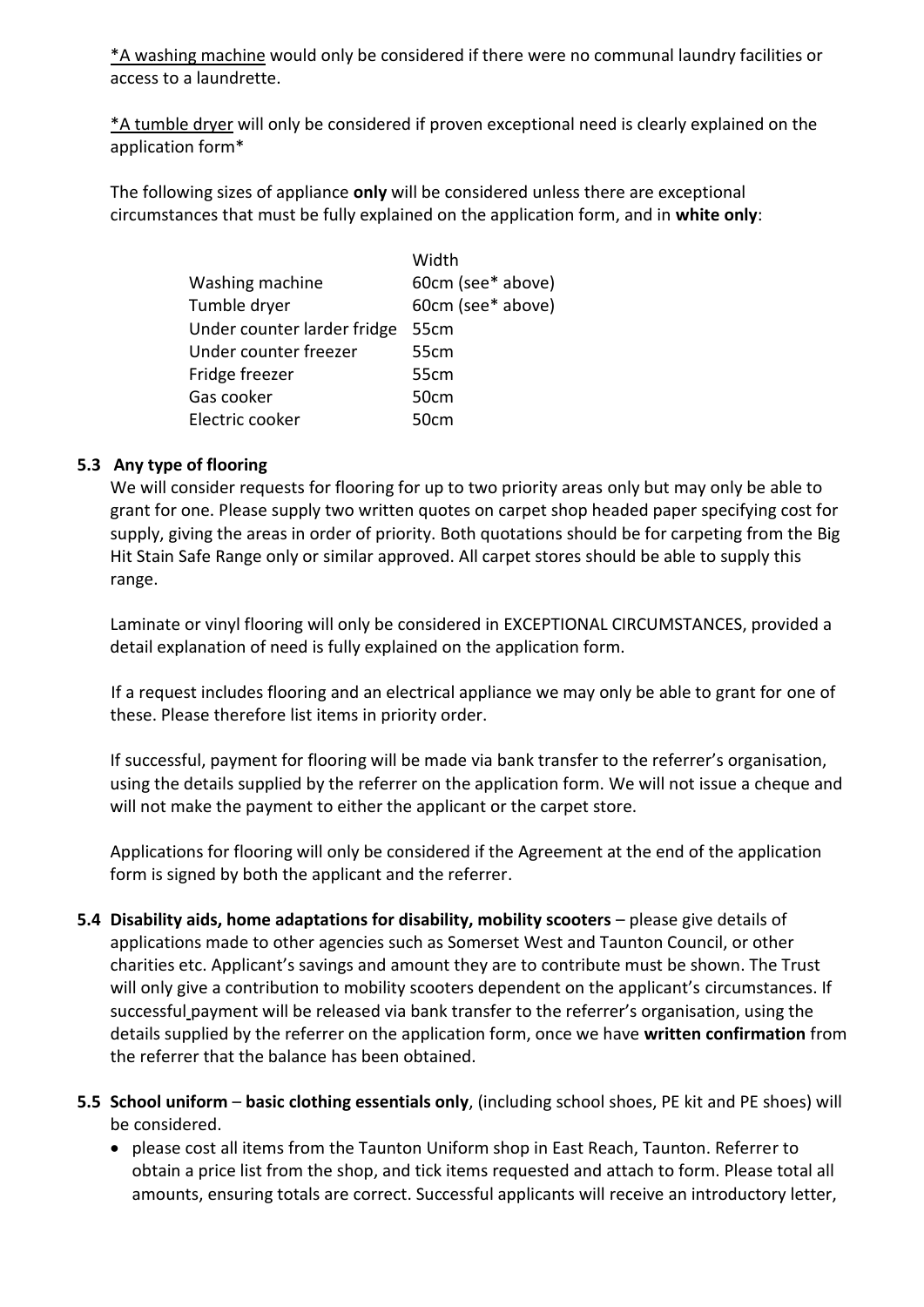*A washing machine would only be considered if there were no communal laundry facilities or access to a laundrette.

*A tumble dryer will only be considered if proven exceptional need is clearly explained on the application form*

The following sizes of appliance **only** will be considered unless there are exceptional circumstances that must be fully explained on the application form, and in **white only**:

| | Width |
|---|---|
| Washing machine | 60cm (see* above) |
| Tumble dryer | 60cm (see* above) |
| Under counter larder fridge | 55cm |
| Under counter freezer | 55cm |
| Fridge freezer | 55cm |
| Gas cooker | 50cm |
| Electric cooker | 50cm |

### 5.3 Any type of flooring

We will consider requests for flooring for up to two priority areas only but may only be able to grant for one. Please supply two written quotes on carpet shop headed paper specifying cost for supply, giving the areas in order of priority. Both quotations should be for carpeting from the Big Hit Stain Safe Range only or similar approved. All carpet stores should be able to supply this range.

Laminate or vinyl flooring will only be considered in EXCEPTIONAL CIRCUMSTANCES, provided a detail explanation of need is fully explained on the application form.

If a request includes flooring and an electrical appliance we may only be able to grant for one of these. Please therefore list items in priority order.

If successful, payment for flooring will be made via bank transfer to the referrer's organisation, using the details supplied by the referrer on the application form. We will not issue a cheque and will not make the payment to either the applicant or the carpet store.

Applications for flooring will only be considered if the Agreement at the end of the application form is signed by both the applicant and the referrer.

**5.4 Disability aids, home adaptations for disability, mobility scooters** – please give details of applications made to other agencies such as Somerset West and Taunton Council, or other charities etc. Applicant's savings and amount they are to contribute must be shown. The Trust will only give a contribution to mobility scooters dependent on the applicant's circumstances. If successful payment will be released via bank transfer to the referrer's organisation, using the details supplied by the referrer on the application form, once we have **written confirmation** from the referrer that the balance has been obtained.

**5.5 School uniform** – **basic clothing essentials only**, (including school shoes, PE kit and PE shoes) will be considered.

- please cost all items from the Taunton Uniform shop in East Reach, Taunton. Referrer to obtain a price list from the shop, and tick items requested and attach to form. Please total all amounts, ensuring totals are correct. Successful applicants will receive an introductory letter,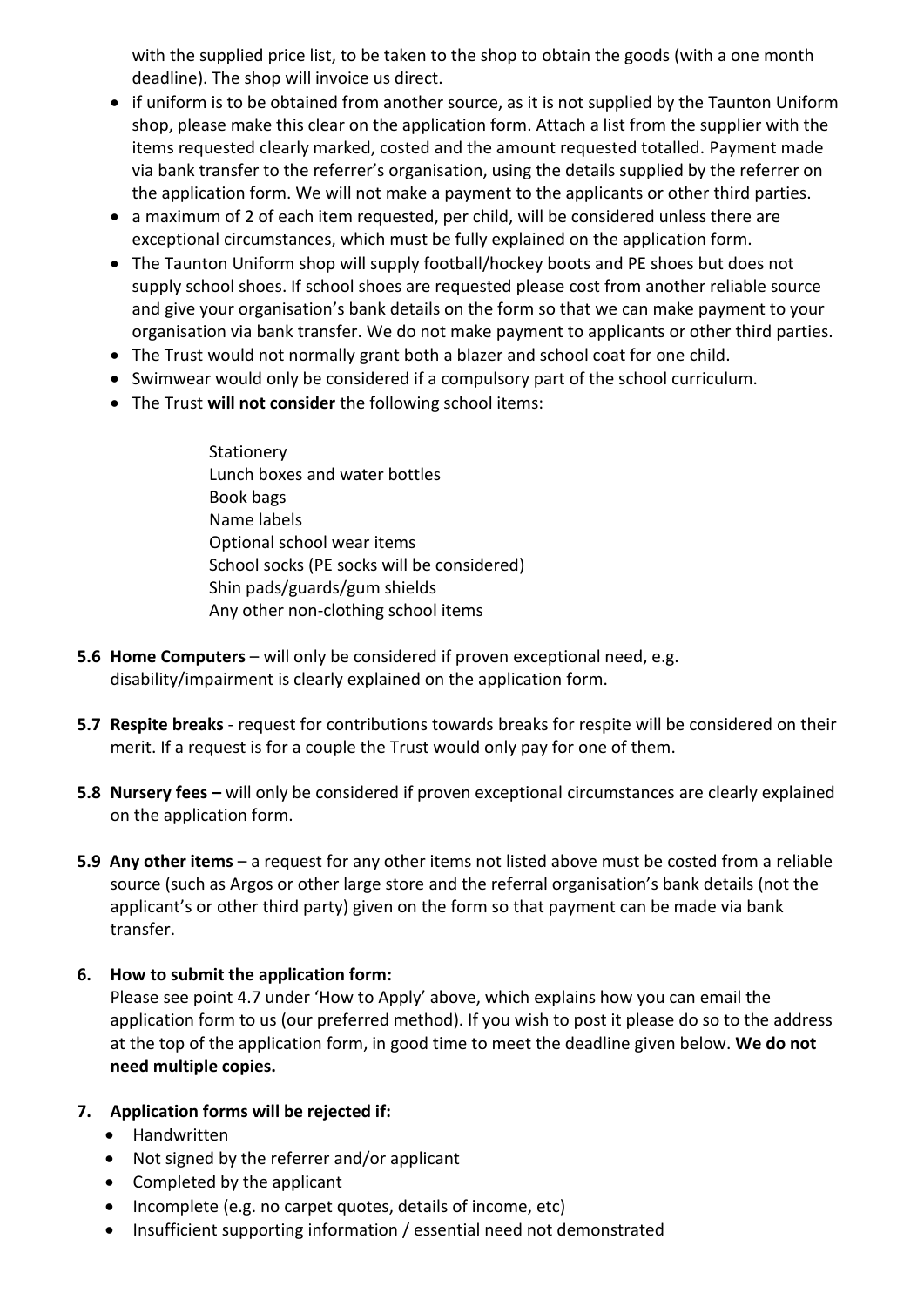with the supplied price list, to be taken to the shop to obtain the goods (with a one month deadline). The shop will invoice us direct.

- if uniform is to be obtained from another source, as it is not supplied by the Taunton Uniform shop, please make this clear on the application form. Attach a list from the supplier with the items requested clearly marked, costed and the amount requested totalled. Payment made via bank transfer to the referrer's organisation, using the details supplied by the referrer on the application form. We will not make a payment to the applicants or other third parties.
- a maximum of 2 of each item requested, per child, will be considered unless there are exceptional circumstances, which must be fully explained on the application form.
- The Taunton Uniform shop will supply football/hockey boots and PE shoes but does not supply school shoes. If school shoes are requested please cost from another reliable source and give your organisation's bank details on the form so that we can make payment to your organisation via bank transfer. We do not make payment to applicants or other third parties.
- The Trust would not normally grant both a blazer and school coat for one child.
- Swimwear would only be considered if a compulsory part of the school curriculum.
- The Trust **will not consider** the following school items:

  Stationery
  Lunch boxes and water bottles
  Book bags
  Name labels
  Optional school wear items
  School socks (PE socks will be considered)
  Shin pads/guards/gum shields
  Any other non-clothing school items

**5.6 Home Computers** – will only be considered if proven exceptional need, e.g. disability/impairment is clearly explained on the application form.

**5.7 Respite breaks** - request for contributions towards breaks for respite will be considered on their merit. If a request is for a couple the Trust would only pay for one of them.

**5.8 Nursery fees –** will only be considered if proven exceptional circumstances are clearly explained on the application form.

**5.9 Any other items** – a request for any other items not listed above must be costed from a reliable source (such as Argos or other large store and the referral organisation's bank details (not the applicant's or other third party) given on the form so that payment can be made via bank transfer.

## 6. How to submit the application form:

Please see point 4.7 under 'How to Apply' above, which explains how you can email the application form to us (our preferred method). If you wish to post it please do so to the address at the top of the application form, in good time to meet the deadline given below. **We do not need multiple copies.**

## 7. Application forms will be rejected if:

- Handwritten
- Not signed by the referrer and/or applicant
- Completed by the applicant
- Incomplete (e.g. no carpet quotes, details of income, etc)
- Insufficient supporting information / essential need not demonstrated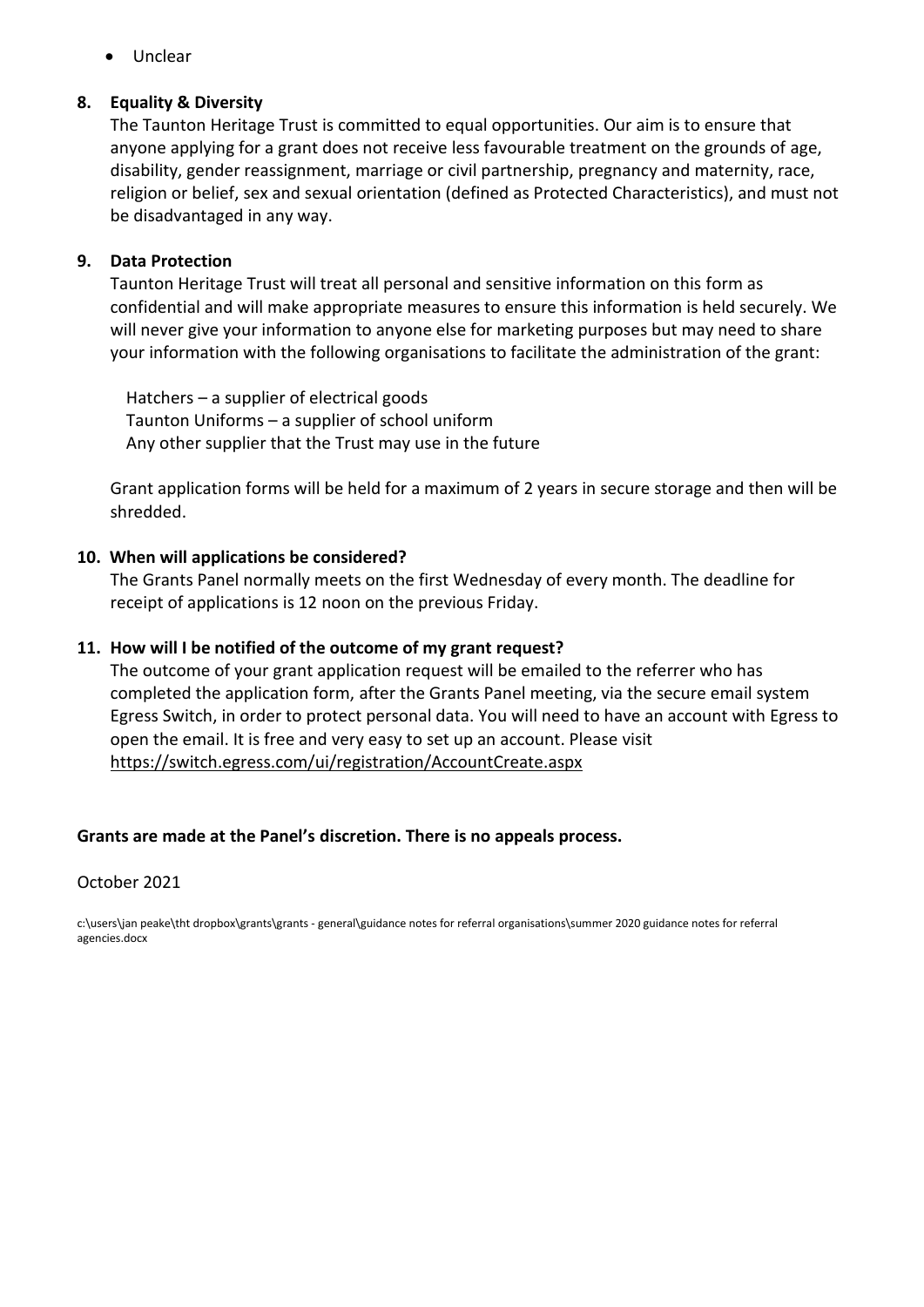- Unclear

**8. Equality & Diversity**

The Taunton Heritage Trust is committed to equal opportunities. Our aim is to ensure that anyone applying for a grant does not receive less favourable treatment on the grounds of age, disability, gender reassignment, marriage or civil partnership, pregnancy and maternity, race, religion or belief, sex and sexual orientation (defined as Protected Characteristics), and must not be disadvantaged in any way.

**9. Data Protection**

Taunton Heritage Trust will treat all personal and sensitive information on this form as confidential and will make appropriate measures to ensure this information is held securely. We will never give your information to anyone else for marketing purposes but may need to share your information with the following organisations to facilitate the administration of the grant:

Hatchers – a supplier of electrical goods
Taunton Uniforms – a supplier of school uniform
Any other supplier that the Trust may use in the future

Grant application forms will be held for a maximum of 2 years in secure storage and then will be shredded.

**10. When will applications be considered?**

The Grants Panel normally meets on the first Wednesday of every month. The deadline for receipt of applications is 12 noon on the previous Friday.

**11. How will I be notified of the outcome of my grant request?**

The outcome of your grant application request will be emailed to the referrer who has completed the application form, after the Grants Panel meeting, via the secure email system Egress Switch, in order to protect personal data. You will need to have an account with Egress to open the email. It is free and very easy to set up an account. Please visit https://switch.egress.com/ui/registration/AccountCreate.aspx

**Grants are made at the Panel's discretion. There is no appeals process.**

October 2021

c:\users\jan peake\tht dropbox\grants\grants - general\guidance notes for referral organisations\summer 2020 guidance notes for referral agencies.docx